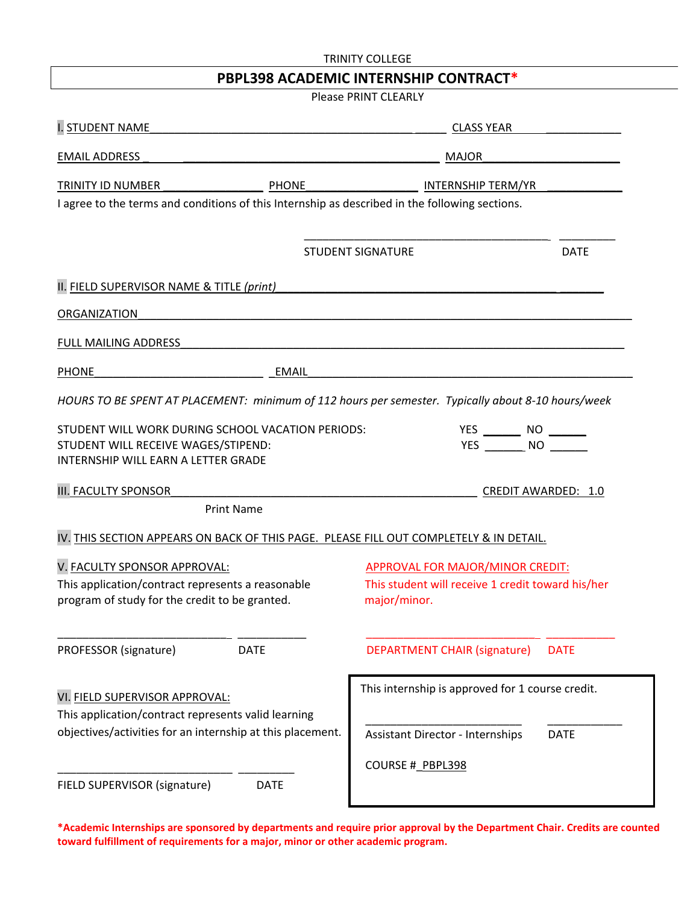TRINITY COLLEGE

# PBPL398 ACADEMIC INTERNSHIP CONTRACT*

Please PRINT CLEARLY

I. STUDENT NAME ______________________________________________ CLASS YEAR ____________

EMAIL ADDRESS ______________________________________________ MAJOR ____________________

TRINITY ID NUMBER ________________ PHONE _________________ INTERNSHIP TERM/YR ____________

I agree to the terms and conditions of this Internship as described in the following sections.

________________________________________ _________

STUDENT SIGNATURE DATE

II. FIELD SUPERVISOR NAME & TITLE *(print)* ______________________________________________

ORGANIZATION ________________________________________________________________________

FULL MAILING ADDRESS ________________________________________________________________

PHONE ____________________________ EMAIL ____________________________________________

*HOURS TO BE SPENT AT PLACEMENT: minimum of 112 hours per semester. Typically about 8-10 hours/week*

STUDENT WILL WORK DURING SCHOOL VACATION PERIODS: YES ______ NO ______

STUDENT WILL RECEIVE WAGES/STIPEND: YES ______ NO ______

INTERNSHIP WILL EARN A LETTER GRADE

III. FACULTY SPONSOR ______________________________________________ CREDIT AWARDED: 1.0

Print Name

IV. THIS SECTION APPEARS ON BACK OF THIS PAGE. PLEASE FILL OUT COMPLETELY & IN DETAIL.

V. FACULTY SPONSOR APPROVAL:

This application/contract represents a reasonable program of study for the credit to be granted.

____________________________ ___________

PROFESSOR (signature) DATE

APPROVAL FOR MAJOR/MINOR CREDIT:

This student will receive 1 credit toward his/her major/minor.

____________________________ ___________

DEPARTMENT CHAIR (signature) DATE

VI. FIELD SUPERVISOR APPROVAL:

This application/contract represents valid learning objectives/activities for an internship at this placement.

____________________________ _________

FIELD SUPERVISOR (signature) DATE

This internship is approved for 1 course credit.

__________________________ ____________

Assistant Director - Internships DATE

COURSE # PBPL398

**\*Academic Internships are sponsored by departments and require prior approval by the Department Chair. Credits are counted toward fulfillment of requirements for a major, minor or other academic program.**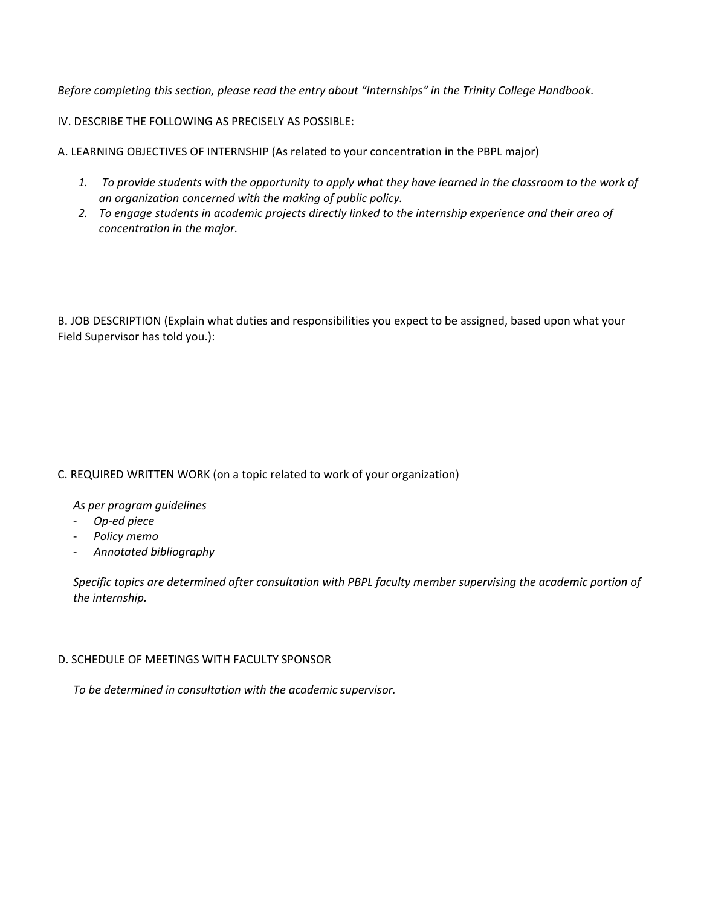*Before completing this section, please read the entry about "Internships" in the Trinity College Handbook*.

IV. DESCRIBE THE FOLLOWING AS PRECISELY AS POSSIBLE:

A. LEARNING OBJECTIVES OF INTERNSHIP (As related to your concentration in the PBPL major)

1. *To provide students with the opportunity to apply what they have learned in the classroom to the work of an organization concerned with the making of public policy.*
2. *To engage students in academic projects directly linked to the internship experience and their area of concentration in the major.*

B. JOB DESCRIPTION (Explain what duties and responsibilities you expect to be assigned, based upon what your Field Supervisor has told you.):

C. REQUIRED WRITTEN WORK (on a topic related to work of your organization)

*As per program guidelines*

- *Op-ed piece*
- *Policy memo*
- *Annotated bibliography*

*Specific topics are determined after consultation with PBPL faculty member supervising the academic portion of the internship.*

D. SCHEDULE OF MEETINGS WITH FACULTY SPONSOR

*To be determined in consultation with the academic supervisor.*